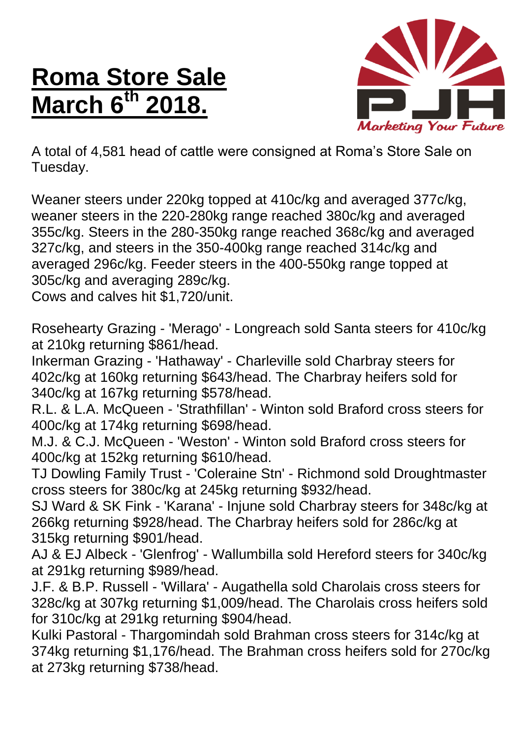# Roma Store Sale March 6th 2018.

A total of 4,581 head of cattle were consigned at Roma's Store Sale on Tuesday.

Weaner steers under 220kg topped at 410c/kg and averaged 377c/kg, weaner steers in the 220-280kg range reached 380c/kg and averaged 355c/kg. Steers in the 280-350kg range reached 368c/kg and averaged 327c/kg, and steers in the 350-400kg range reached 314c/kg and averaged 296c/kg. Feeder steers in the 400-550kg range topped at 305c/kg and averaging 289c/kg.
Cows and calves hit $1,720/unit.

Rosehearty Grazing - 'Merago' - Longreach sold Santa steers for 410c/kg at 210kg returning $861/head.
Inkerman Grazing - 'Hathaway' - Charleville sold Charbray steers for 402c/kg at 160kg returning $643/head. The Charbray heifers sold for 340c/kg at 167kg returning $578/head.
R.L. & L.A. McQueen - 'Strathfillan' - Winton sold Braford cross steers for 400c/kg at 174kg returning $698/head.
M.J. & C.J. McQueen - 'Weston' - Winton sold Braford cross steers for 400c/kg at 152kg returning $610/head.
TJ Dowling Family Trust - 'Coleraine Stn' - Richmond sold Droughtmaster cross steers for 380c/kg at 245kg returning $932/head.
SJ Ward & SK Fink - 'Karana' - Injune sold Charbray steers for 348c/kg at 266kg returning $928/head. The Charbray heifers sold for 286c/kg at 315kg returning $901/head.
AJ & EJ Albeck - 'Glenfrog' - Wallumbilla sold Hereford steers for 340c/kg at 291kg returning $989/head.
J.F. & B.P. Russell - 'Willara' - Augathella sold Charolais cross steers for 328c/kg at 307kg returning $1,009/head. The Charolais cross heifers sold for 310c/kg at 291kg returning $904/head.
Kulki Pastoral - Thargomindah sold Brahman cross steers for 314c/kg at 374kg returning $1,176/head. The Brahman cross heifers sold for 270c/kg at 273kg returning $738/head.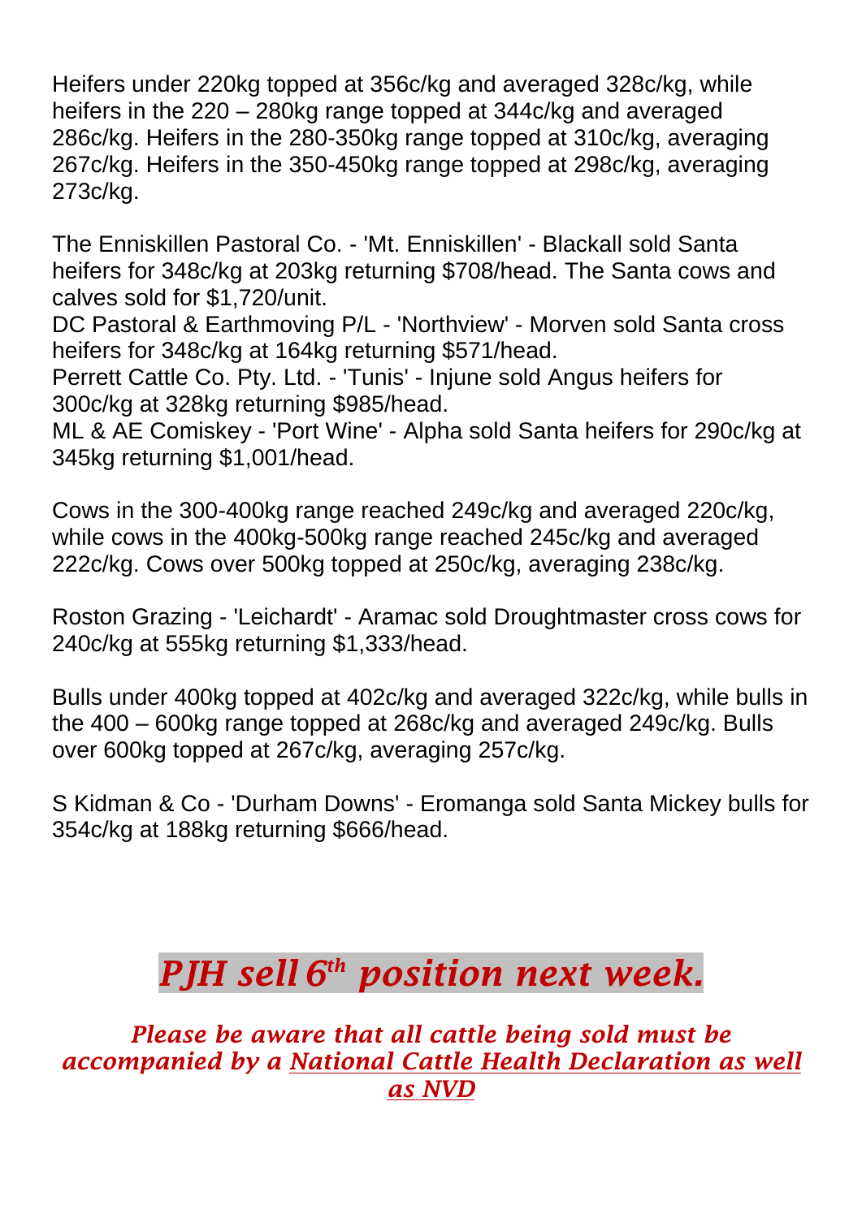Heifers under 220kg topped at 356c/kg and averaged 328c/kg, while heifers in the 220 – 280kg range topped at 344c/kg and averaged 286c/kg. Heifers in the 280-350kg range topped at 310c/kg, averaging 267c/kg. Heifers in the 350-450kg range topped at 298c/kg, averaging 273c/kg.

The Enniskillen Pastoral Co. - 'Mt. Enniskillen' - Blackall sold Santa heifers for 348c/kg at 203kg returning $708/head. The Santa cows and calves sold for $1,720/unit.
DC Pastoral & Earthmoving P/L - 'Northview' - Morven sold Santa cross heifers for 348c/kg at 164kg returning $571/head.
Perrett Cattle Co. Pty. Ltd. - 'Tunis' - Injune sold Angus heifers for 300c/kg at 328kg returning $985/head.
ML & AE Comiskey - 'Port Wine' - Alpha sold Santa heifers for 290c/kg at 345kg returning $1,001/head.

Cows in the 300-400kg range reached 249c/kg and averaged 220c/kg, while cows in the 400kg-500kg range reached 245c/kg and averaged 222c/kg. Cows over 500kg topped at 250c/kg, averaging 238c/kg.

Roston Grazing - 'Leichardt' - Aramac sold Droughtmaster cross cows for 240c/kg at 555kg returning $1,333/head.

Bulls under 400kg topped at 402c/kg and averaged 322c/kg, while bulls in the 400 – 600kg range topped at 268c/kg and averaged 249c/kg. Bulls over 600kg topped at 267c/kg, averaging 257c/kg.

S Kidman & Co - 'Durham Downs' - Eromanga sold Santa Mickey bulls for 354c/kg at 188kg returning $666/head.

## *PJH sell 6th position next week.*

***Please be aware that all cattle being sold must be accompanied by a National Cattle Health Declaration as well as NVD***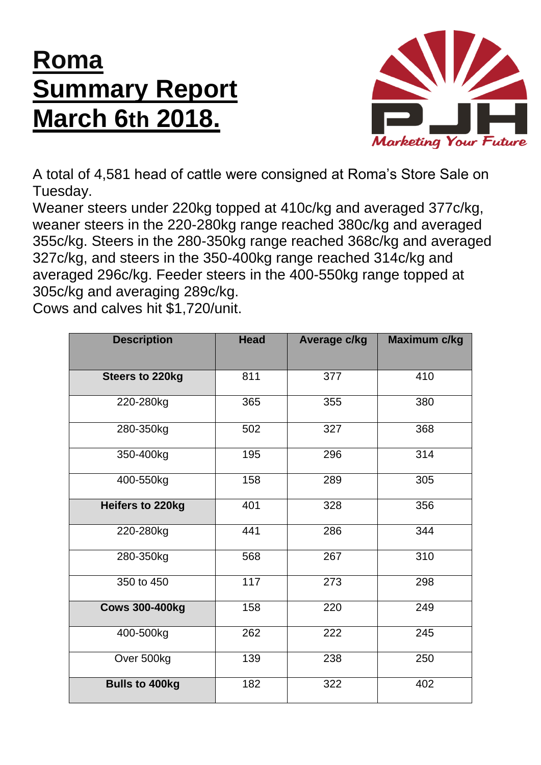# Roma Summary Report March 6th 2018.

PJH
*Marketing Your Future*

A total of 4,581 head of cattle were consigned at Roma's Store Sale on Tuesday.
Weaner steers under 220kg topped at 410c/kg and averaged 377c/kg, weaner steers in the 220-280kg range reached 380c/kg and averaged 355c/kg. Steers in the 280-350kg range reached 368c/kg and averaged 327c/kg, and steers in the 350-400kg range reached 314c/kg and averaged 296c/kg. Feeder steers in the 400-550kg range topped at 305c/kg and averaging 289c/kg.
Cows and calves hit $1,720/unit.

| Description | Head | Average c/kg | Maximum c/kg |
|---|---|---|---|
| **Steers to 220kg** | 811 | 377 | 410 |
| 220-280kg | 365 | 355 | 380 |
| 280-350kg | 502 | 327 | 368 |
| 350-400kg | 195 | 296 | 314 |
| 400-550kg | 158 | 289 | 305 |
| **Heifers to 220kg** | 401 | 328 | 356 |
| 220-280kg | 441 | 286 | 344 |
| 280-350kg | 568 | 267 | 310 |
| 350 to 450 | 117 | 273 | 298 |
| **Cows 300-400kg** | 158 | 220 | 249 |
| 400-500kg | 262 | 222 | 245 |
| Over 500kg | 139 | 238 | 250 |
| **Bulls to 400kg** | 182 | 322 | 402 |